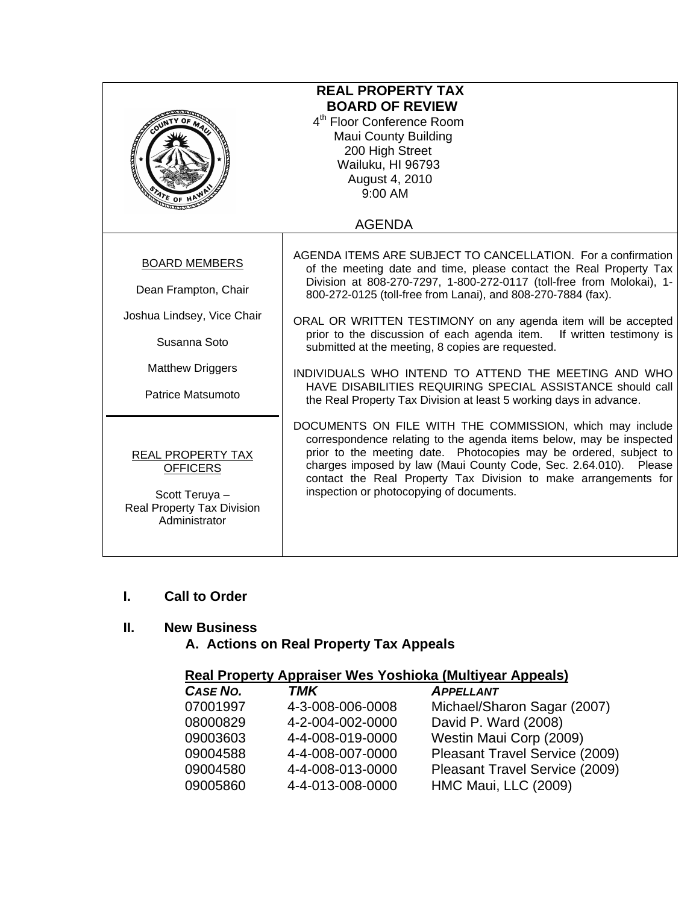# REAL PROPERTY TAX BOARD OF REVIEW

4th Floor Conference Room
Maui County Building
200 High Street
Wailuku, HI 96793
August 4, 2010
9:00 AM

AGENDA

**BOARD MEMBERS**

Dean Frampton, Chair

Joshua Lindsey, Vice Chair

Susanna Soto

Matthew Driggers

Patrice Matsumoto

**REAL PROPERTY TAX OFFICERS**

Scott Teruya – Real Property Tax Division Administrator

AGENDA ITEMS ARE SUBJECT TO CANCELLATION. For a confirmation of the meeting date and time, please contact the Real Property Tax Division at 808-270-7297, 1-800-272-0117 (toll-free from Molokai), 1-800-272-0125 (toll-free from Lanai), and 808-270-7884 (fax).

ORAL OR WRITTEN TESTIMONY on any agenda item will be accepted prior to the discussion of each agenda item. If written testimony is submitted at the meeting, 8 copies are requested.

INDIVIDUALS WHO INTEND TO ATTEND THE MEETING AND WHO HAVE DISABILITIES REQUIRING SPECIAL ASSISTANCE should call the Real Property Tax Division at least 5 working days in advance.

DOCUMENTS ON FILE WITH THE COMMISSION, which may include correspondence relating to the agenda items below, may be inspected prior to the meeting date. Photocopies may be ordered, subject to charges imposed by law (Maui County Code, Sec. 2.64.010). Please contact the Real Property Tax Division to make arrangements for inspection or photocopying of documents.

## I. Call to Order

## II. New Business

### A. Actions on Real Property Tax Appeals

**Real Property Appraiser Wes Yoshioka (Multiyear Appeals)**

| *CASE NO.* | *TMK* | *APPELLANT* |
|---|---|---|
| 07001997 | 4-3-008-006-0008 | Michael/Sharon Sagar (2007) |
| 08000829 | 4-2-004-002-0000 | David P. Ward (2008) |
| 09003603 | 4-4-008-019-0000 | Westin Maui Corp (2009) |
| 09004588 | 4-4-008-007-0000 | Pleasant Travel Service (2009) |
| 09004580 | 4-4-008-013-0000 | Pleasant Travel Service (2009) |
| 09005860 | 4-4-013-008-0000 | HMC Maui, LLC (2009) |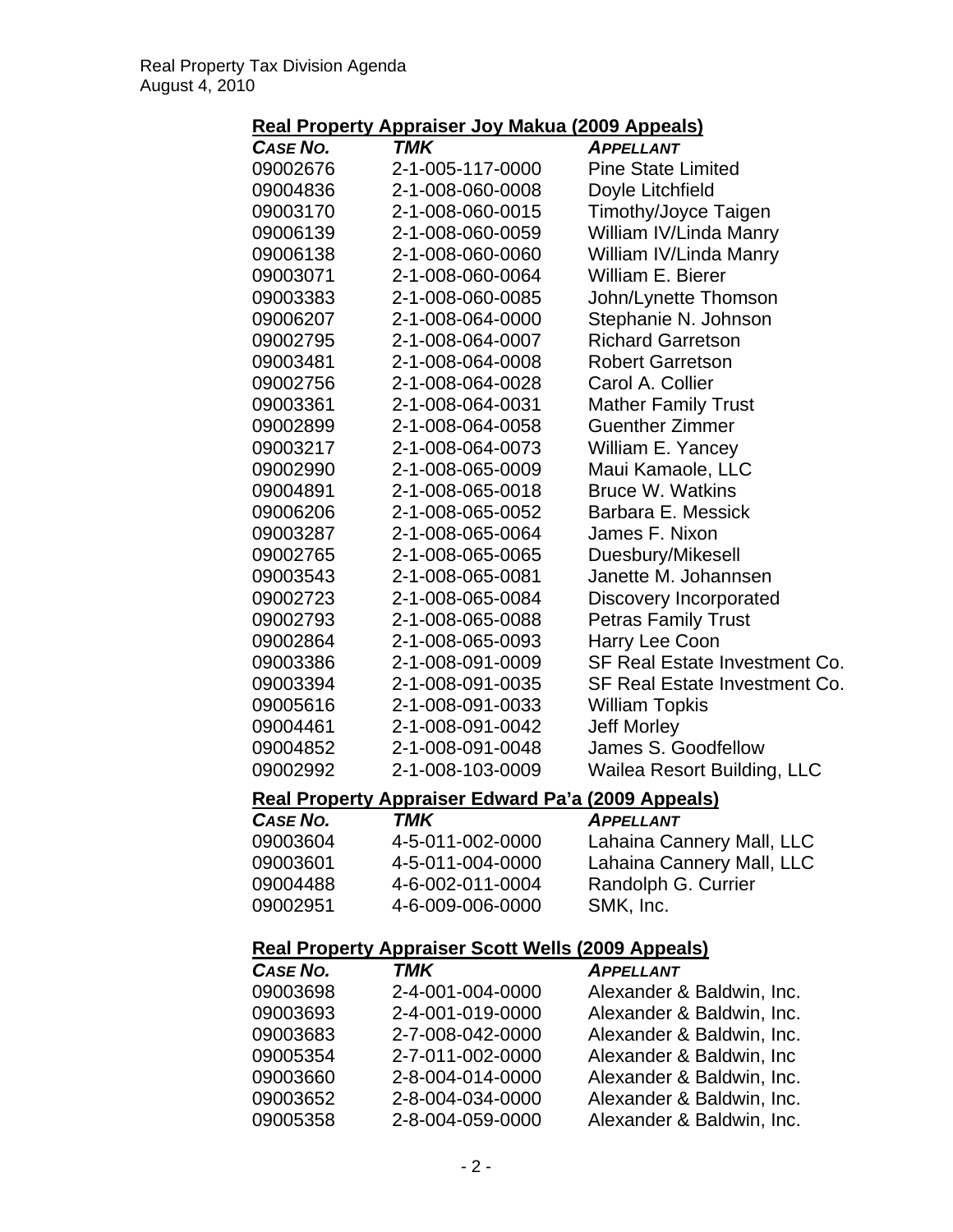### Real Property Appraiser Joy Makua (2009 Appeals)

| CASE NO. | TMK | APPELLANT |
|---|---|---|
| 09002676 | 2-1-005-117-0000 | Pine State Limited |
| 09004836 | 2-1-008-060-0008 | Doyle Litchfield |
| 09003170 | 2-1-008-060-0015 | Timothy/Joyce Taigen |
| 09006139 | 2-1-008-060-0059 | William IV/Linda Manry |
| 09006138 | 2-1-008-060-0060 | William IV/Linda Manry |
| 09003071 | 2-1-008-060-0064 | William E. Bierer |
| 09003383 | 2-1-008-060-0085 | John/Lynette Thomson |
| 09006207 | 2-1-008-064-0000 | Stephanie N. Johnson |
| 09002795 | 2-1-008-064-0007 | Richard Garretson |
| 09003481 | 2-1-008-064-0008 | Robert Garretson |
| 09002756 | 2-1-008-064-0028 | Carol A. Collier |
| 09003361 | 2-1-008-064-0031 | Mather Family Trust |
| 09002899 | 2-1-008-064-0058 | Guenther Zimmer |
| 09003217 | 2-1-008-064-0073 | William E. Yancey |
| 09002990 | 2-1-008-065-0009 | Maui Kamaole, LLC |
| 09004891 | 2-1-008-065-0018 | Bruce W. Watkins |
| 09006206 | 2-1-008-065-0052 | Barbara E. Messick |
| 09003287 | 2-1-008-065-0064 | James F. Nixon |
| 09002765 | 2-1-008-065-0065 | Duesbury/Mikesell |
| 09003543 | 2-1-008-065-0081 | Janette M. Johannsen |
| 09002723 | 2-1-008-065-0084 | Discovery Incorporated |
| 09002793 | 2-1-008-065-0088 | Petras Family Trust |
| 09002864 | 2-1-008-065-0093 | Harry Lee Coon |
| 09003386 | 2-1-008-091-0009 | SF Real Estate Investment Co. |
| 09003394 | 2-1-008-091-0035 | SF Real Estate Investment Co. |
| 09005616 | 2-1-008-091-0033 | William Topkis |
| 09004461 | 2-1-008-091-0042 | Jeff Morley |
| 09004852 | 2-1-008-091-0048 | James S. Goodfellow |
| 09002992 | 2-1-008-103-0009 | Wailea Resort Building, LLC |

### Real Property Appraiser Edward Pa'a (2009 Appeals)

| CASE NO. | TMK | APPELLANT |
|---|---|---|
| 09003604 | 4-5-011-002-0000 | Lahaina Cannery Mall, LLC |
| 09003601 | 4-5-011-004-0000 | Lahaina Cannery Mall, LLC |
| 09004488 | 4-6-002-011-0004 | Randolph G. Currier |
| 09002951 | 4-6-009-006-0000 | SMK, Inc. |

### Real Property Appraiser Scott Wells (2009 Appeals)

| CASE NO. | TMK | APPELLANT |
|---|---|---|
| 09003698 | 2-4-001-004-0000 | Alexander & Baldwin, Inc. |
| 09003693 | 2-4-001-019-0000 | Alexander & Baldwin, Inc. |
| 09003683 | 2-7-008-042-0000 | Alexander & Baldwin, Inc. |
| 09005354 | 2-7-011-002-0000 | Alexander & Baldwin, Inc |
| 09003660 | 2-8-004-014-0000 | Alexander & Baldwin, Inc. |
| 09003652 | 2-8-004-034-0000 | Alexander & Baldwin, Inc. |
| 09005358 | 2-8-004-059-0000 | Alexander & Baldwin, Inc. |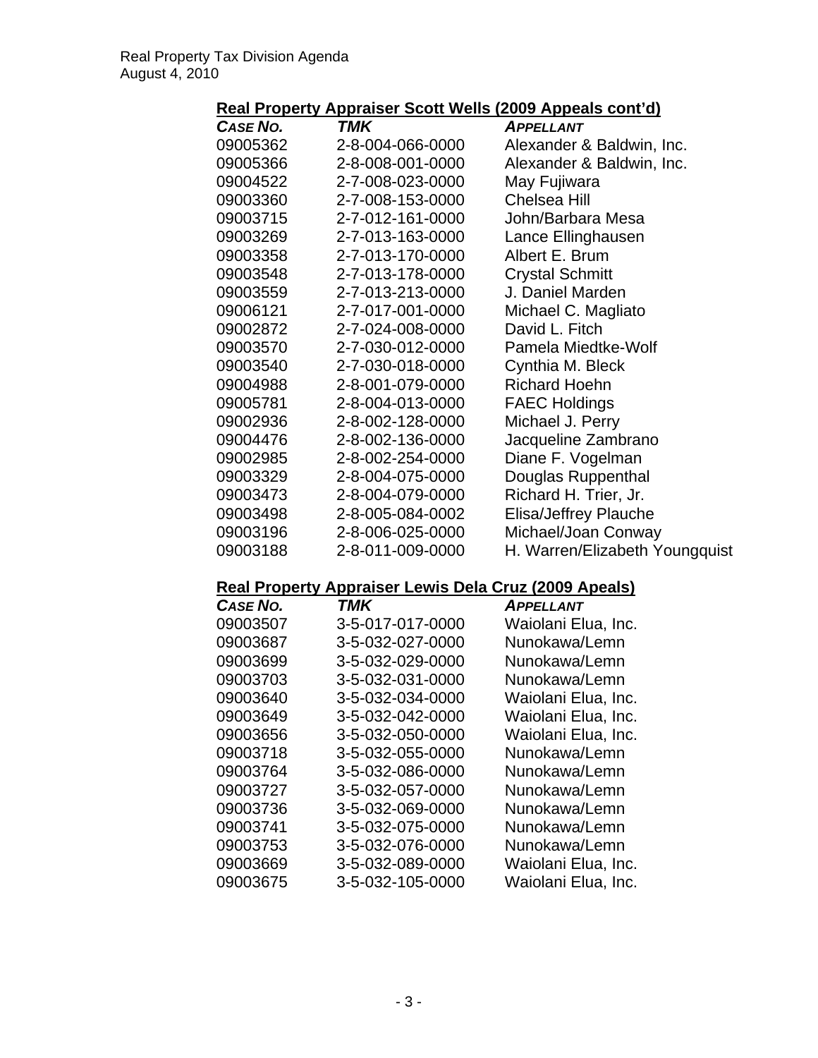## Real Property Appraiser Scott Wells (2009 Appeals cont'd)

| *CASE NO.* | *TMK* | *APPELLANT* |
|---|---|---|
| 09005362 | 2-8-004-066-0000 | Alexander & Baldwin, Inc. |
| 09005366 | 2-8-008-001-0000 | Alexander & Baldwin, Inc. |
| 09004522 | 2-7-008-023-0000 | May Fujiwara |
| 09003360 | 2-7-008-153-0000 | Chelsea Hill |
| 09003715 | 2-7-012-161-0000 | John/Barbara Mesa |
| 09003269 | 2-7-013-163-0000 | Lance Ellinghausen |
| 09003358 | 2-7-013-170-0000 | Albert E. Brum |
| 09003548 | 2-7-013-178-0000 | Crystal Schmitt |
| 09003559 | 2-7-013-213-0000 | J. Daniel Marden |
| 09006121 | 2-7-017-001-0000 | Michael C. Magliato |
| 09002872 | 2-7-024-008-0000 | David L. Fitch |
| 09003570 | 2-7-030-012-0000 | Pamela Miedtke-Wolf |
| 09003540 | 2-7-030-018-0000 | Cynthia M. Bleck |
| 09004988 | 2-8-001-079-0000 | Richard Hoehn |
| 09005781 | 2-8-004-013-0000 | FAEC Holdings |
| 09002936 | 2-8-002-128-0000 | Michael J. Perry |
| 09004476 | 2-8-002-136-0000 | Jacqueline Zambrano |
| 09002985 | 2-8-002-254-0000 | Diane F. Vogelman |
| 09003329 | 2-8-004-075-0000 | Douglas Ruppenthal |
| 09003473 | 2-8-004-079-0000 | Richard H. Trier, Jr. |
| 09003498 | 2-8-005-084-0002 | Elisa/Jeffrey Plauche |
| 09003196 | 2-8-006-025-0000 | Michael/Joan Conway |
| 09003188 | 2-8-011-009-0000 | H. Warren/Elizabeth Youngquist |

## Real Property Appraiser Lewis Dela Cruz (2009 Apeals)

| *CASE NO.* | *TMK* | *APPELLANT* |
|---|---|---|
| 09003507 | 3-5-017-017-0000 | Waiolani Elua, Inc. |
| 09003687 | 3-5-032-027-0000 | Nunokawa/Lemn |
| 09003699 | 3-5-032-029-0000 | Nunokawa/Lemn |
| 09003703 | 3-5-032-031-0000 | Nunokawa/Lemn |
| 09003640 | 3-5-032-034-0000 | Waiolani Elua, Inc. |
| 09003649 | 3-5-032-042-0000 | Waiolani Elua, Inc. |
| 09003656 | 3-5-032-050-0000 | Waiolani Elua, Inc. |
| 09003718 | 3-5-032-055-0000 | Nunokawa/Lemn |
| 09003764 | 3-5-032-086-0000 | Nunokawa/Lemn |
| 09003727 | 3-5-032-057-0000 | Nunokawa/Lemn |
| 09003736 | 3-5-032-069-0000 | Nunokawa/Lemn |
| 09003741 | 3-5-032-075-0000 | Nunokawa/Lemn |
| 09003753 | 3-5-032-076-0000 | Nunokawa/Lemn |
| 09003669 | 3-5-032-089-0000 | Waiolani Elua, Inc. |
| 09003675 | 3-5-032-105-0000 | Waiolani Elua, Inc. |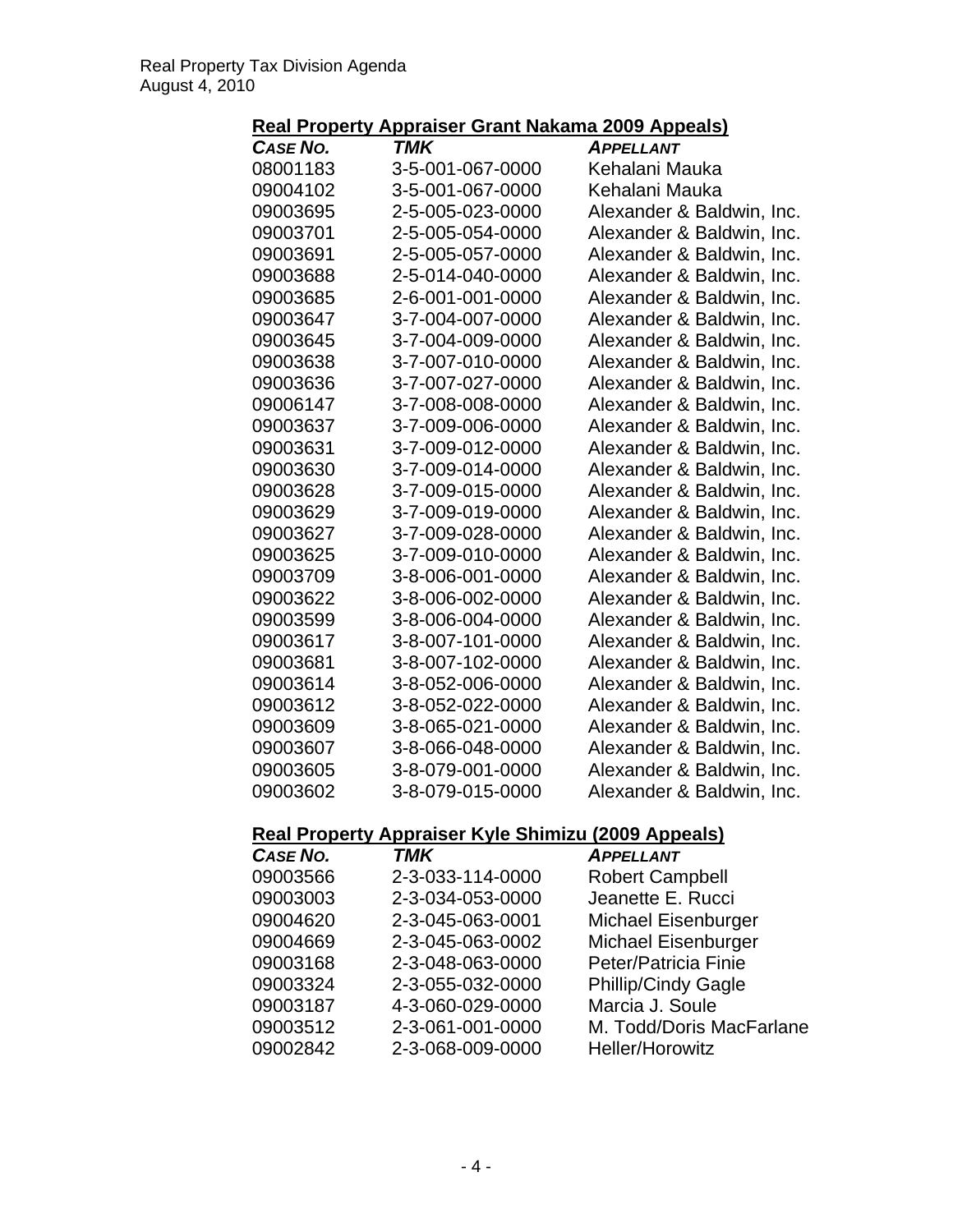**Real Property Appraiser Grant Nakama 2009 Appeals)**

| *CASE NO.* | *TMK* | *APPELLANT* |
|---|---|---|
| 08001183 | 3-5-001-067-0000 | Kehalani Mauka |
| 09004102 | 3-5-001-067-0000 | Kehalani Mauka |
| 09003695 | 2-5-005-023-0000 | Alexander & Baldwin, Inc. |
| 09003701 | 2-5-005-054-0000 | Alexander & Baldwin, Inc. |
| 09003691 | 2-5-005-057-0000 | Alexander & Baldwin, Inc. |
| 09003688 | 2-5-014-040-0000 | Alexander & Baldwin, Inc. |
| 09003685 | 2-6-001-001-0000 | Alexander & Baldwin, Inc. |
| 09003647 | 3-7-004-007-0000 | Alexander & Baldwin, Inc. |
| 09003645 | 3-7-004-009-0000 | Alexander & Baldwin, Inc. |
| 09003638 | 3-7-007-010-0000 | Alexander & Baldwin, Inc. |
| 09003636 | 3-7-007-027-0000 | Alexander & Baldwin, Inc. |
| 09006147 | 3-7-008-008-0000 | Alexander & Baldwin, Inc. |
| 09003637 | 3-7-009-006-0000 | Alexander & Baldwin, Inc. |
| 09003631 | 3-7-009-012-0000 | Alexander & Baldwin, Inc. |
| 09003630 | 3-7-009-014-0000 | Alexander & Baldwin, Inc. |
| 09003628 | 3-7-009-015-0000 | Alexander & Baldwin, Inc. |
| 09003629 | 3-7-009-019-0000 | Alexander & Baldwin, Inc. |
| 09003627 | 3-7-009-028-0000 | Alexander & Baldwin, Inc. |
| 09003625 | 3-7-009-010-0000 | Alexander & Baldwin, Inc. |
| 09003709 | 3-8-006-001-0000 | Alexander & Baldwin, Inc. |
| 09003622 | 3-8-006-002-0000 | Alexander & Baldwin, Inc. |
| 09003599 | 3-8-006-004-0000 | Alexander & Baldwin, Inc. |
| 09003617 | 3-8-007-101-0000 | Alexander & Baldwin, Inc. |
| 09003681 | 3-8-007-102-0000 | Alexander & Baldwin, Inc. |
| 09003614 | 3-8-052-006-0000 | Alexander & Baldwin, Inc. |
| 09003612 | 3-8-052-022-0000 | Alexander & Baldwin, Inc. |
| 09003609 | 3-8-065-021-0000 | Alexander & Baldwin, Inc. |
| 09003607 | 3-8-066-048-0000 | Alexander & Baldwin, Inc. |
| 09003605 | 3-8-079-001-0000 | Alexander & Baldwin, Inc. |
| 09003602 | 3-8-079-015-0000 | Alexander & Baldwin, Inc. |

**Real Property Appraiser Kyle Shimizu (2009 Appeals)**

| *CASE NO.* | *TMK* | *APPELLANT* |
|---|---|---|
| 09003566 | 2-3-033-114-0000 | Robert Campbell |
| 09003003 | 2-3-034-053-0000 | Jeanette E. Rucci |
| 09004620 | 2-3-045-063-0001 | Michael Eisenburger |
| 09004669 | 2-3-045-063-0002 | Michael Eisenburger |
| 09003168 | 2-3-048-063-0000 | Peter/Patricia Finie |
| 09003324 | 2-3-055-032-0000 | Phillip/Cindy Gagle |
| 09003187 | 4-3-060-029-0000 | Marcia J. Soule |
| 09003512 | 2-3-061-001-0000 | M. Todd/Doris MacFarlane |
| 09002842 | 2-3-068-009-0000 | Heller/Horowitz |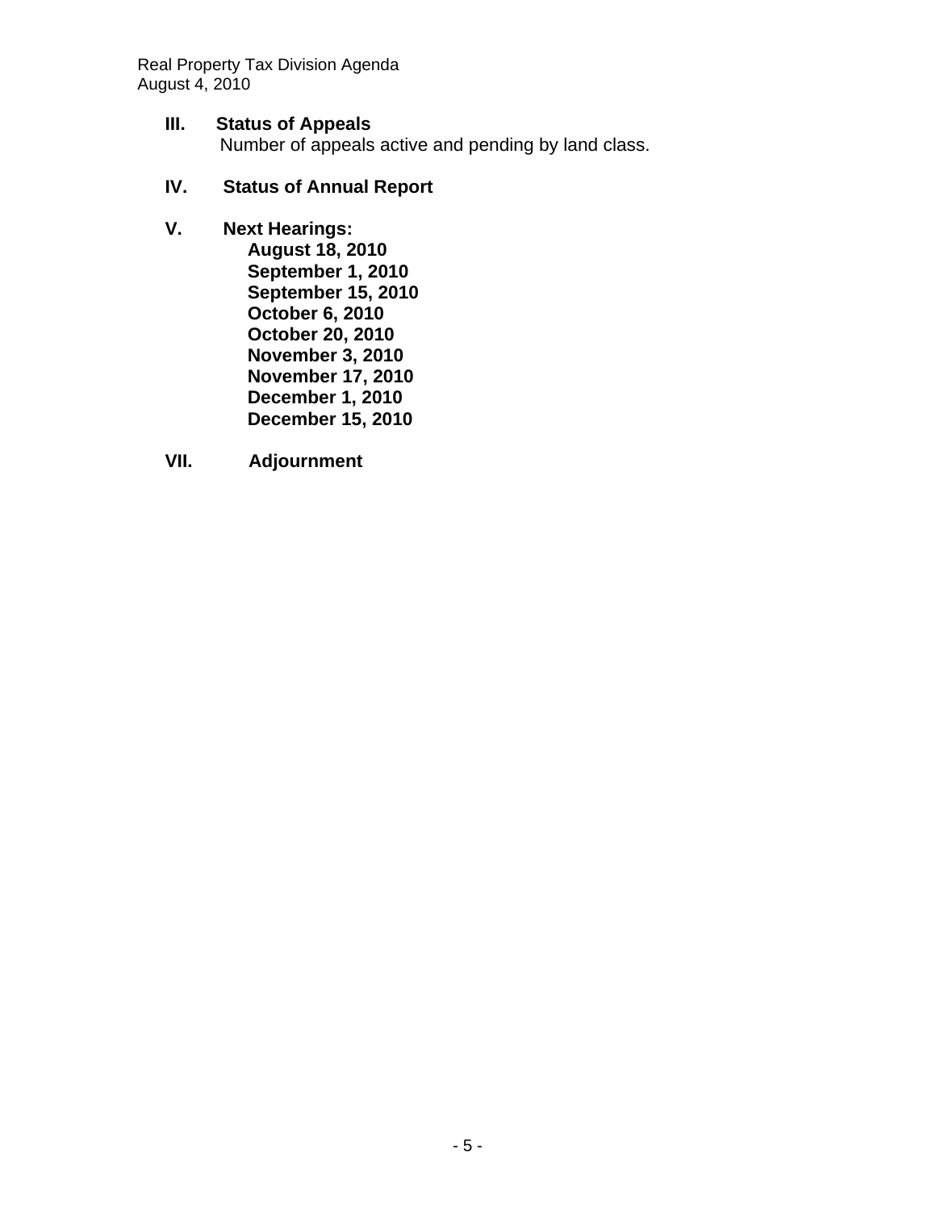**III. Status of Appeals**

Number of appeals active and pending by land class.

**IV. Status of Annual Report**

**V. Next Hearings:**

**August 18, 2010**
**September 1, 2010**
**September 15, 2010**
**October 6, 2010**
**October 20, 2010**
**November 3, 2010**
**November 17, 2010**
**December 1, 2010**
**December 15, 2010**

**VII. Adjournment**